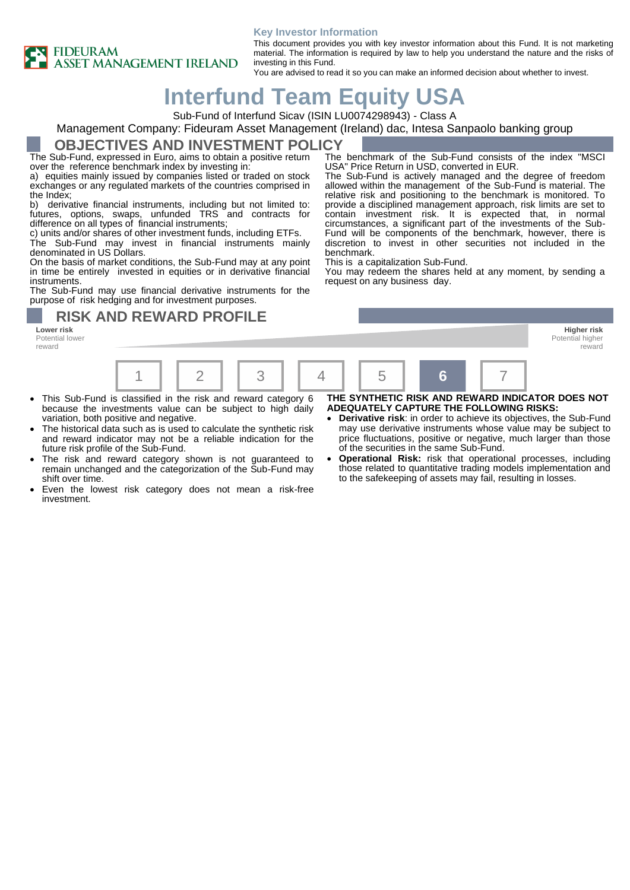FIDEURAM ASSET MANAGEMENT IRELAND

**Key Investor Information**

This document provides you with key investor information about this Fund. It is not marketing material. The information is required by law to help you understand the nature and the risks of investing in this Fund.
You are advised to read it so you can make an informed decision about whether to invest.

# Interfund Team Equity USA

Sub-Fund of Interfund Sicav (ISIN LU0074298943) - Class A

Management Company: Fideuram Asset Management (Ireland) dac, Intesa Sanpaolo banking group

## OBJECTIVES AND INVESTMENT POLICY

The Sub-Fund, expressed in Euro, aims to obtain a positive return over the reference benchmark index by investing in:

a) equities mainly issued by companies listed or traded on stock exchanges or any regulated markets of the countries comprised in the Index;

b) derivative financial instruments, including but not limited to: futures, options, swaps, unfunded TRS and contracts for difference on all types of financial instruments;

c) units and/or shares of other investment funds, including ETFs.

The Sub-Fund may invest in financial instruments mainly denominated in US Dollars.

On the basis of market conditions, the Sub-Fund may at any point in time be entirely invested in equities or in derivative financial instruments.

The Sub-Fund may use financial derivative instruments for the purpose of risk hedging and for investment purposes.

The benchmark of the Sub-Fund consists of the index "MSCI USA" Price Return in USD, converted in EUR.

The Sub-Fund is actively managed and the degree of freedom allowed within the management of the Sub-Fund is material. The relative risk and positioning to the benchmark is monitored. To provide a disciplined management approach, risk limits are set to contain investment risk. It is expected that, in normal circumstances, a significant part of the investments of the Sub-Fund will be components of the benchmark, however, there is discretion to invest in other securities not included in the benchmark.

This is a capitalization Sub-Fund.

You may redeem the shares held at any moment, by sending a request on any business day.

## RISK AND REWARD PROFILE

**Lower risk** Potential lower reward — **Higher risk** Potential higher reward

| 1 | 2 | 3 | 4 | 5 | **6** | 7 |
|---|---|---|---|---|---|---|

- This Sub-Fund is classified in the risk and reward category 6 because the investments value can be subject to high daily variation, both positive and negative.
- The historical data such as is used to calculate the synthetic risk and reward indicator may not be a reliable indication for the future risk profile of the Sub-Fund.
- The risk and reward category shown is not guaranteed to remain unchanged and the categorization of the Sub-Fund may shift over time.
- Even the lowest risk category does not mean a risk-free investment.

**THE SYNTHETIC RISK AND REWARD INDICATOR DOES NOT ADEQUATELY CAPTURE THE FOLLOWING RISKS:**

- **Derivative risk**: in order to achieve its objectives, the Sub-Fund may use derivative instruments whose value may be subject to price fluctuations, positive or negative, much larger than those of the securities in the same Sub-Fund.
- **Operational Risk:** risk that operational processes, including those related to quantitative trading models implementation and to the safekeeping of assets may fail, resulting in losses.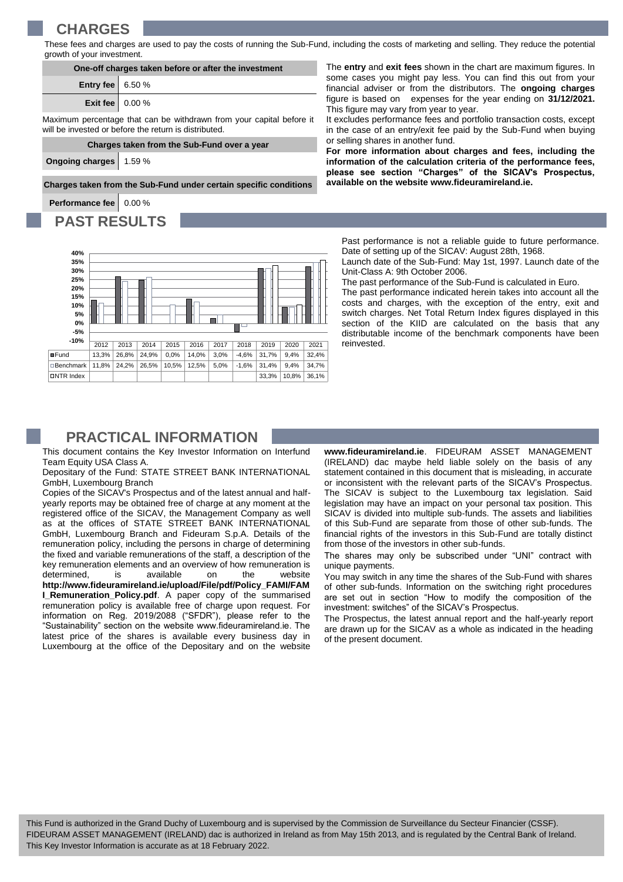## CHARGES

These fees and charges are used to pay the costs of running the Sub-Fund, including the costs of marketing and selling. They reduce the potential growth of your investment.

| One-off charges taken before or after the investment | |
|---|---|
| **Entry fee** | 6.50 % |
| **Exit fee** | 0.00 % |

Maximum percentage that can be withdrawn from your capital before it will be invested or before the return is distributed.

| Charges taken from the Sub-Fund over a year | |
|---|---|
| **Ongoing charges** | 1.59 % |

| Charges taken from the Sub-Fund under certain specific conditions | |
|---|---|
| **Performance fee** | 0.00 % |

The **entry** and **exit fees** shown in the chart are maximum figures. In some cases you might pay less. You can find this out from your financial adviser or from the distributors. The **ongoing charges** figure is based on expenses for the year ending on **31/12/2021.** This figure may vary from year to year.

It excludes performance fees and portfolio transaction costs, except in the case of an entry/exit fee paid by the Sub-Fund when buying or selling shares in another fund.

**For more information about charges and fees, including the information of the calculation criteria of the performance fees, please see section "Charges" of the SICAV's Prospectus, available on the website www.fideuramireland.ie.**

## PAST RESULTS

40%
35%
30%
25%
20%
15%
10%
5%
0%
-5%
-10%

| | 2012 | 2013 | 2014 | 2015 | 2016 | 2017 | 2018 | 2019 | 2020 | 2021 |
|---|---|---|---|---|---|---|---|---|---|---|
| Fund | 13,3% | 26,8% | 24,9% | 0,0% | 14,0% | 3,0% | -4,6% | 31,7% | 9,4% | 32,4% |
| Benchmark | 11,8% | 24,2% | 26,5% | 10,5% | 12,5% | 5,0% | -1,6% | 31,4% | 9,4% | 34,7% |
| NTR Index | | | | | | | | 33,3% | 10,8% | 36,1% |

Past performance is not a reliable guide to future performance. Date of setting up of the SICAV: August 28th, 1968.

Launch date of the Sub-Fund: May 1st, 1997. Launch date of the Unit-Class A: 9th October 2006.

The past performance of the Sub-Fund is calculated in Euro.

The past performance indicated herein takes into account all the costs and charges, with the exception of the entry, exit and switch charges. Net Total Return Index figures displayed in this section of the KIID are calculated on the basis that any distributable income of the benchmark components have been reinvested.

## PRACTICAL INFORMATION

This document contains the Key Investor Information on Interfund Team Equity USA Class A.

Depositary of the Fund: STATE STREET BANK INTERNATIONAL GmbH, Luxembourg Branch

Copies of the SICAV's Prospectus and of the latest annual and half-yearly reports may be obtained free of charge at any moment at the registered office of the SICAV, the Management Company as well as at the offices of STATE STREET BANK INTERNATIONAL GmbH, Luxembourg Branch and Fideuram S.p.A. Details of the remuneration policy, including the persons in charge of determining the fixed and variable remunerations of the staff, a description of the key remuneration elements and an overview of how remuneration is determined, is available on the website **http://www.fideuramireland.ie/upload/File/pdf/Policy_FAMI/FAMI_Remuneration_Policy.pdf**. A paper copy of the summarised remuneration policy is available free of charge upon request. For information on Reg. 2019/2088 ("SFDR"), please refer to the "Sustainability" section on the website www.fideuramireland.ie. The latest price of the shares is available every business day in Luxembourg at the office of the Depositary and on the website **www.fideuramireland.ie**. FIDEURAM ASSET MANAGEMENT (IRELAND) dac maybe held liable solely on the basis of any statement contained in this document that is misleading, in accurate or inconsistent with the relevant parts of the SICAV's Prospectus. The SICAV is subject to the Luxembourg tax legislation. Said legislation may have an impact on your personal tax position. This SICAV is divided into multiple sub-funds. The assets and liabilities of this Sub-Fund are separate from those of other sub-funds. The financial rights of the investors in this Sub-Fund are totally distinct from those of the investors in other sub-funds.

The shares may only be subscribed under "UNI" contract with unique payments.

You may switch in any time the shares of the Sub-Fund with shares of other sub-funds. Information on the switching right procedures are set out in section "How to modify the composition of the investment: switches" of the SICAV's Prospectus.

The Prospectus, the latest annual report and the half-yearly report are drawn up for the SICAV as a whole as indicated in the heading of the present document.

This Fund is authorized in the Grand Duchy of Luxembourg and is supervised by the Commission de Surveillance du Secteur Financier (CSSF).
FIDEURAM ASSET MANAGEMENT (IRELAND) dac is authorized in Ireland as from May 15th 2013, and is regulated by the Central Bank of Ireland.
This Key Investor Information is accurate as at 18 February 2022.